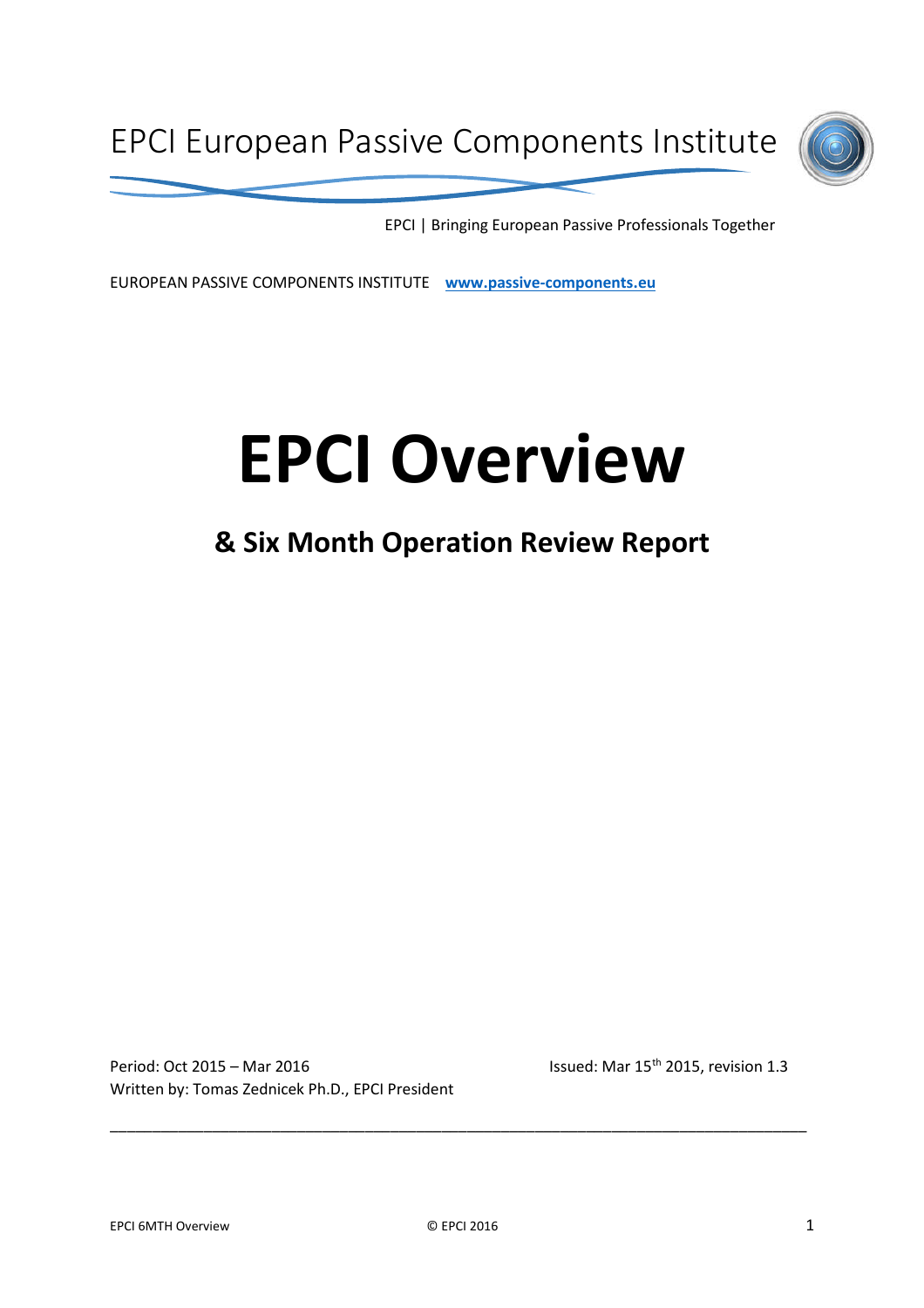EPCI European Passive Components Institute

EPCI | Bringing European Passive Professionals Together

EUROPEAN PASSIVE COMPONENTS INSTITUTE **www.passive-components.eu**

# EPCI Overview

## & Six Month Operation Review Report

Period: Oct 2015 – Mar 2016

Written by: Tomas Zednicek Ph.D., EPCI President

Issued: Mar 15th 2015, revision 1.3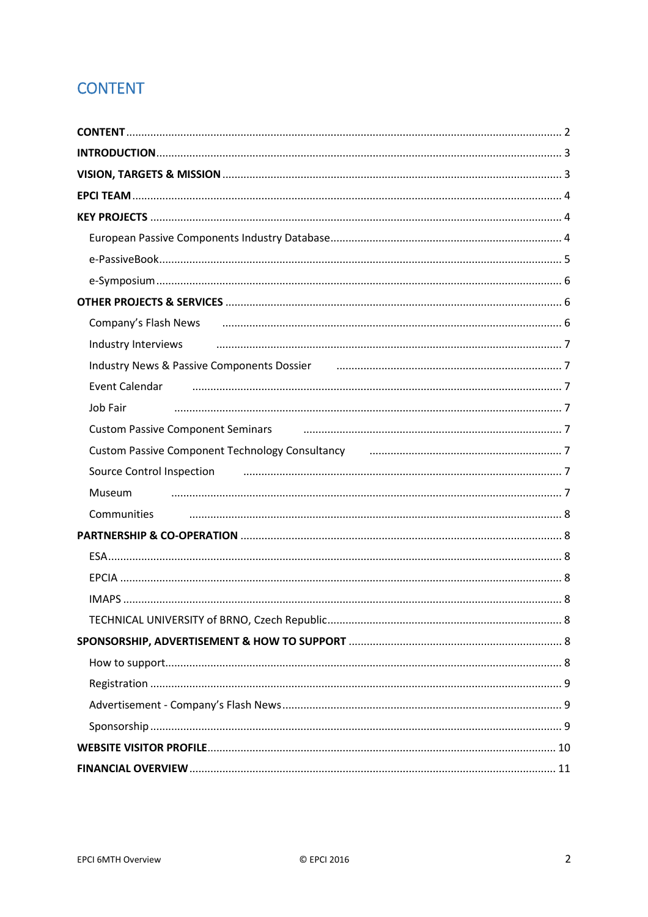# CONTENT

**CONTENT** ........ 2
**INTRODUCTION** ........ 3
**VISION, TARGETS & MISSION** ........ 3
**EPCI TEAM** ........ 4
**KEY PROJECTS** ........ 4
- European Passive Components Industry Database ........ 4
- e-PassiveBook ........ 5
- e-Symposium ........ 6

**OTHER PROJECTS & SERVICES** ........ 6
- Company's Flash News ........ 6
- Industry Interviews ........ 7
- Industry News & Passive Components Dossier ........ 7
- Event Calendar ........ 7
- Job Fair ........ 7
- Custom Passive Component Seminars ........ 7
- Custom Passive Component Technology Consultancy ........ 7
- Source Control Inspection ........ 7
- Museum ........ 7
- Communities ........ 8

**PARTNERSHIP & CO-OPERATION** ........ 8
- ESA ........ 8
- EPCIA ........ 8
- IMAPS ........ 8
- TECHNICAL UNIVERSITY of BRNO, Czech Republic ........ 8

**SPONSORSHIP, ADVERTISEMENT & HOW TO SUPPORT** ........ 8
- How to support ........ 8
- Registration ........ 9
- Advertisement - Company's Flash News ........ 9
- Sponsorship ........ 9

**WEBSITE VISITOR PROFILE** ........ 10
**FINANCIAL OVERVIEW** ........ 11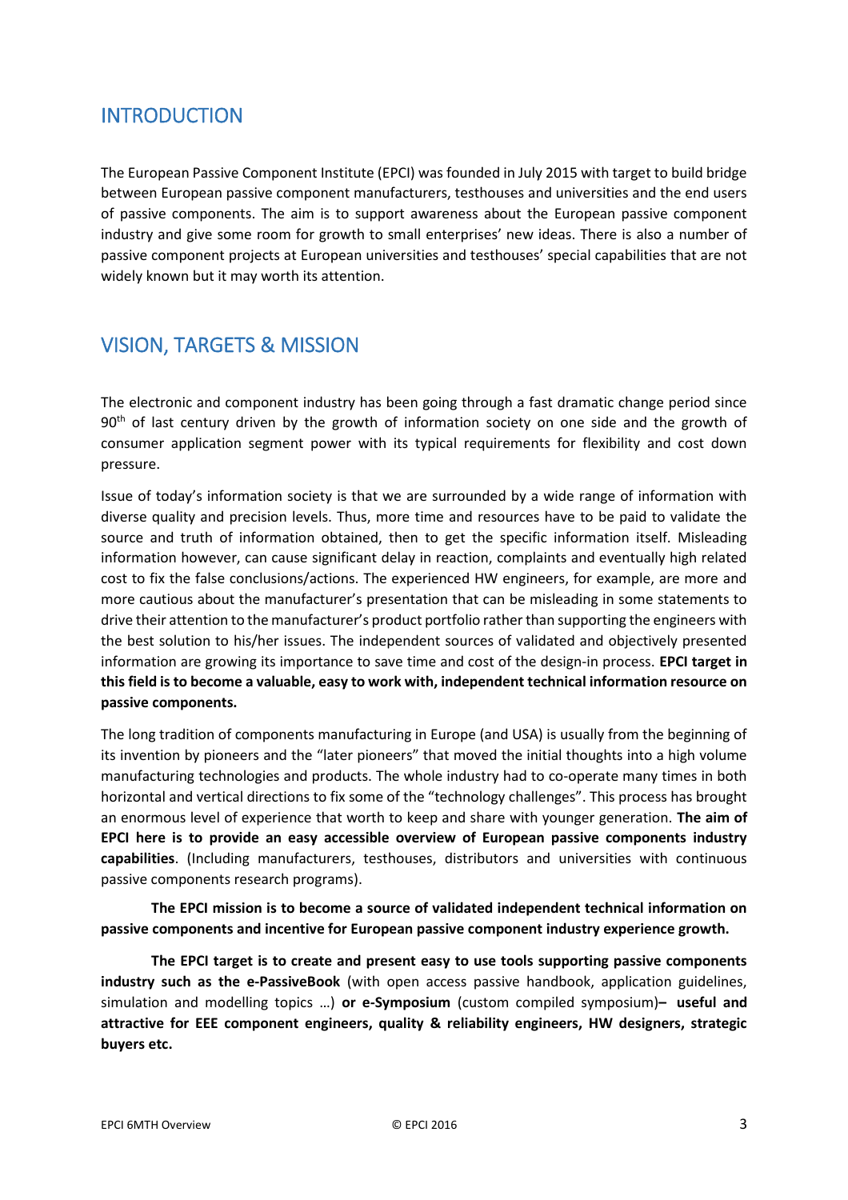## INTRODUCTION

The European Passive Component Institute (EPCI) was founded in July 2015 with target to build bridge between European passive component manufacturers, testhouses and universities and the end users of passive components. The aim is to support awareness about the European passive component industry and give some room for growth to small enterprises' new ideas. There is also a number of passive component projects at European universities and testhouses' special capabilities that are not widely known but it may worth its attention.

## VISION, TARGETS & MISSION

The electronic and component industry has been going through a fast dramatic change period since 90$^{th}$ of last century driven by the growth of information society on one side and the growth of consumer application segment power with its typical requirements for flexibility and cost down pressure.

Issue of today's information society is that we are surrounded by a wide range of information with diverse quality and precision levels. Thus, more time and resources have to be paid to validate the source and truth of information obtained, then to get the specific information itself. Misleading information however, can cause significant delay in reaction, complaints and eventually high related cost to fix the false conclusions/actions. The experienced HW engineers, for example, are more and more cautious about the manufacturer's presentation that can be misleading in some statements to drive their attention to the manufacturer's product portfolio rather than supporting the engineers with the best solution to his/her issues. The independent sources of validated and objectively presented information are growing its importance to save time and cost of the design-in process. **EPCI target in this field is to become a valuable, easy to work with, independent technical information resource on passive components.**

The long tradition of components manufacturing in Europe (and USA) is usually from the beginning of its invention by pioneers and the "later pioneers" that moved the initial thoughts into a high volume manufacturing technologies and products. The whole industry had to co-operate many times in both horizontal and vertical directions to fix some of the "technology challenges". This process has brought an enormous level of experience that worth to keep and share with younger generation. **The aim of EPCI here is to provide an easy accessible overview of European passive components industry capabilities**. (Including manufacturers, testhouses, distributors and universities with continuous passive components research programs).

**The EPCI mission is to become a source of validated independent technical information on passive components and incentive for European passive component industry experience growth.**

**The EPCI target is to create and present easy to use tools supporting passive components industry such as the e-PassiveBook** (with open access passive handbook, application guidelines, simulation and modelling topics …) **or e-Symposium** (custom compiled symposium)**– useful and attractive for EEE component engineers, quality & reliability engineers, HW designers, strategic buyers etc.**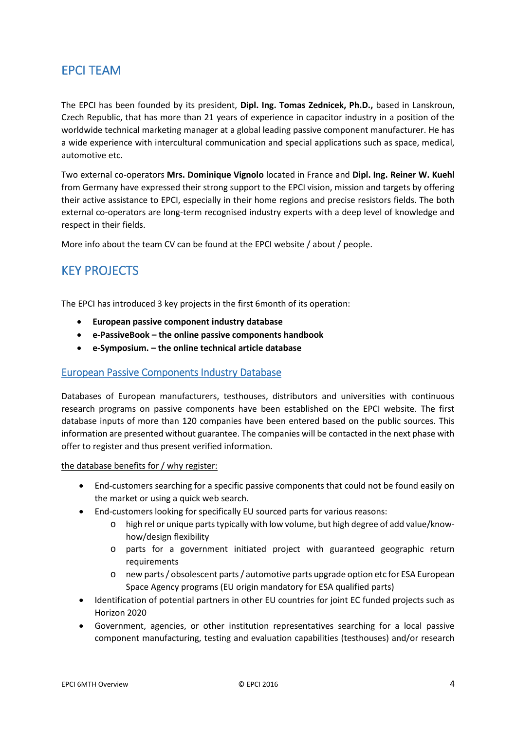## EPCI TEAM

The EPCI has been founded by its president, **Dipl. Ing. Tomas Zednicek, Ph.D.,** based in Lanskroun, Czech Republic, that has more than 21 years of experience in capacitor industry in a position of the worldwide technical marketing manager at a global leading passive component manufacturer. He has a wide experience with intercultural communication and special applications such as space, medical, automotive etc.

Two external co-operators **Mrs. Dominique Vignolo** located in France and **Dipl. Ing. Reiner W. Kuehl** from Germany have expressed their strong support to the EPCI vision, mission and targets by offering their active assistance to EPCI, especially in their home regions and precise resistors fields. The both external co-operators are long-term recognised industry experts with a deep level of knowledge and respect in their fields.

More info about the team CV can be found at the EPCI website / about / people.

## KEY PROJECTS

The EPCI has introduced 3 key projects in the first 6month of its operation:

- **European passive component industry database**
- **e-PassiveBook – the online passive components handbook**
- **e-Symposium. – the online technical article database**

### European Passive Components Industry Database

Databases of European manufacturers, testhouses, distributors and universities with continuous research programs on passive components have been established on the EPCI website. The first database inputs of more than 120 companies have been entered based on the public sources. This information are presented without guarantee. The companies will be contacted in the next phase with offer to register and thus present verified information.

the database benefits for / why register:

- End-customers searching for a specific passive components that could not be found easily on the market or using a quick web search.
- End-customers looking for specifically EU sourced parts for various reasons:
  - high rel or unique parts typically with low volume, but high degree of add value/know-how/design flexibility
  - parts for a government initiated project with guaranteed geographic return requirements
  - new parts / obsolescent parts / automotive parts upgrade option etc for ESA European Space Agency programs (EU origin mandatory for ESA qualified parts)
- Identification of potential partners in other EU countries for joint EC funded projects such as Horizon 2020
- Government, agencies, or other institution representatives searching for a local passive component manufacturing, testing and evaluation capabilities (testhouses) and/or research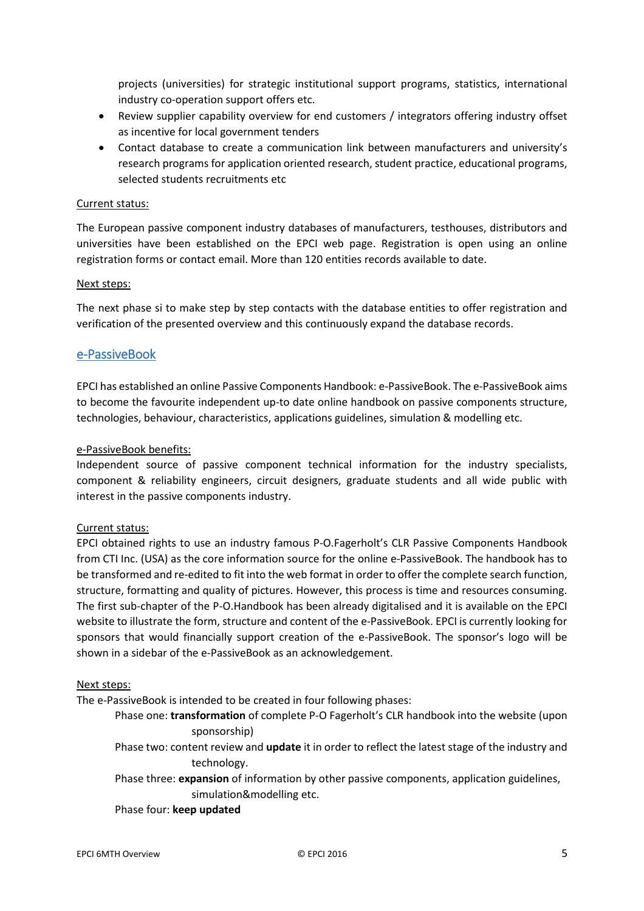projects (universities) for strategic institutional support programs, statistics, international industry co-operation support offers etc.

- Review supplier capability overview for end customers / integrators offering industry offset as incentive for local government tenders
- Contact database to create a communication link between manufacturers and university's research programs for application oriented research, student practice, educational programs, selected students recruitments etc

Current status:

The European passive component industry databases of manufacturers, testhouses, distributors and universities have been established on the EPCI web page. Registration is open using an online registration forms or contact email. More than 120 entities records available to date.

Next steps:

The next phase si to make step by step contacts with the database entities to offer registration and verification of the presented overview and this continuously expand the database records.

## e-PassiveBook

EPCI has established an online Passive Components Handbook: e-PassiveBook. The e-PassiveBook aims to become the favourite independent up-to date online handbook on passive components structure, technologies, behaviour, characteristics, applications guidelines, simulation & modelling etc.

e-PassiveBook benefits:
Independent source of passive component technical information for the industry specialists, component & reliability engineers, circuit designers, graduate students and all wide public with interest in the passive components industry.

Current status:
EPCI obtained rights to use an industry famous P-O.Fagerholt's CLR Passive Components Handbook from CTI Inc. (USA) as the core information source for the online e-PassiveBook. The handbook has to be transformed and re-edited to fit into the web format in order to offer the complete search function, structure, formatting and quality of pictures. However, this process is time and resources consuming. The first sub-chapter of the P-O.Handbook has been already digitalised and it is available on the EPCI website to illustrate the form, structure and content of the e-PassiveBook. EPCI is currently looking for sponsors that would financially support creation of the e-PassiveBook. The sponsor's logo will be shown in a sidebar of the e-PassiveBook as an acknowledgement.

Next steps:
The e-PassiveBook is intended to be created in four following phases:

Phase one: **transformation** of complete P-O Fagerholt's CLR handbook into the website (upon sponsorship)

Phase two: content review and **update** it in order to reflect the latest stage of the industry and technology.

Phase three: **expansion** of information by other passive components, application guidelines, simulation&modelling etc.

Phase four: **keep updated**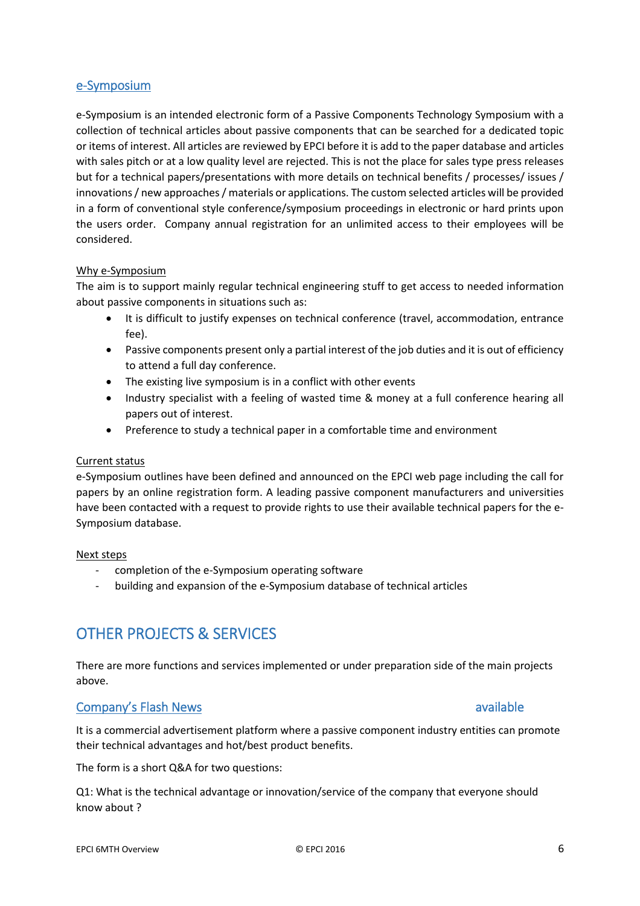## e-Symposium

e-Symposium is an intended electronic form of a Passive Components Technology Symposium with a collection of technical articles about passive components that can be searched for a dedicated topic or items of interest. All articles are reviewed by EPCI before it is add to the paper database and articles with sales pitch or at a low quality level are rejected. This is not the place for sales type press releases but for a technical papers/presentations with more details on technical benefits / processes/ issues / innovations / new approaches / materials or applications. The custom selected articles will be provided in a form of conventional style conference/symposium proceedings in electronic or hard prints upon the users order. Company annual registration for an unlimited access to their employees will be considered.

### Why e-Symposium

The aim is to support mainly regular technical engineering stuff to get access to needed information about passive components in situations such as:

- It is difficult to justify expenses on technical conference (travel, accommodation, entrance fee).
- Passive components present only a partial interest of the job duties and it is out of efficiency to attend a full day conference.
- The existing live symposium is in a conflict with other events
- Industry specialist with a feeling of wasted time & money at a full conference hearing all papers out of interest.
- Preference to study a technical paper in a comfortable time and environment

### Current status

e-Symposium outlines have been defined and announced on the EPCI web page including the call for papers by an online registration form. A leading passive component manufacturers and universities have been contacted with a request to provide rights to use their available technical papers for the e-Symposium database.

### Next steps

- completion of the e-Symposium operating software
- building and expansion of the e-Symposium database of technical articles

# OTHER PROJECTS & SERVICES

There are more functions and services implemented or under preparation side of the main projects above.

## Company's Flash News available

It is a commercial advertisement platform where a passive component industry entities can promote their technical advantages and hot/best product benefits.

The form is a short Q&A for two questions:

Q1: What is the technical advantage or innovation/service of the company that everyone should know about ?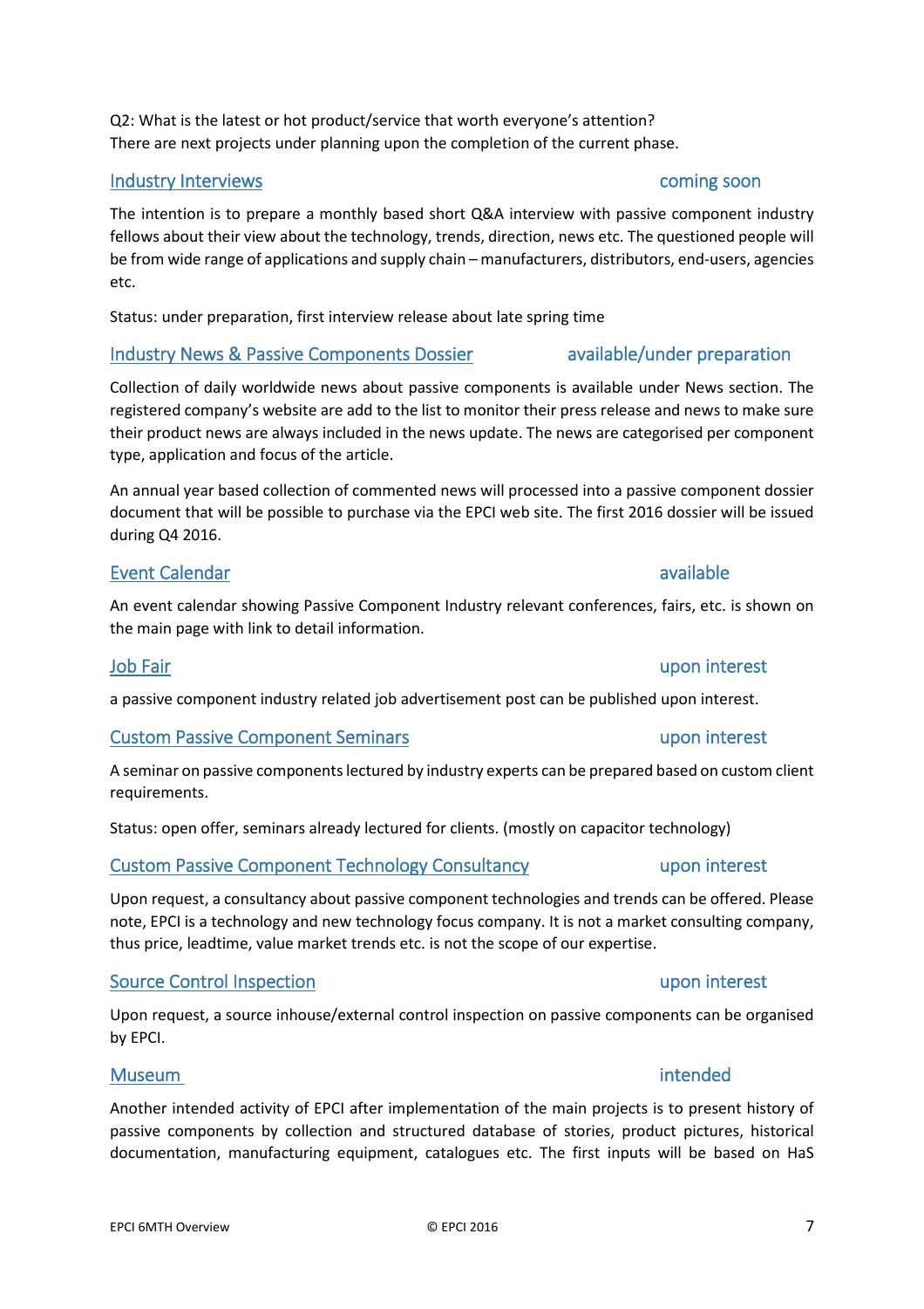Q2: What is the latest or hot product/service that worth everyone's attention?
There are next projects under planning upon the completion of the current phase.

### Industry Interviews — coming soon

The intention is to prepare a monthly based short Q&A interview with passive component industry fellows about their view about the technology, trends, direction, news etc. The questioned people will be from wide range of applications and supply chain – manufacturers, distributors, end-users, agencies etc.

Status: under preparation, first interview release about late spring time

### Industry News & Passive Components Dossier — available/under preparation

Collection of daily worldwide news about passive components is available under News section. The registered company's website are add to the list to monitor their press release and news to make sure their product news are always included in the news update. The news are categorised per component type, application and focus of the article.

An annual year based collection of commented news will processed into a passive component dossier document that will be possible to purchase via the EPCI web site. The first 2016 dossier will be issued during Q4 2016.

### Event Calendar — available

An event calendar showing Passive Component Industry relevant conferences, fairs, etc. is shown on the main page with link to detail information.

### Job Fair — upon interest

a passive component industry related job advertisement post can be published upon interest.

### Custom Passive Component Seminars — upon interest

A seminar on passive components lectured by industry experts can be prepared based on custom client requirements.

Status: open offer, seminars already lectured for clients. (mostly on capacitor technology)

### Custom Passive Component Technology Consultancy — upon interest

Upon request, a consultancy about passive component technologies and trends can be offered. Please note, EPCI is a technology and new technology focus company. It is not a market consulting company, thus price, leadtime, value market trends etc. is not the scope of our expertise.

### Source Control Inspection — upon interest

Upon request, a source inhouse/external control inspection on passive components can be organised by EPCI.

### Museum — intended

Another intended activity of EPCI after implementation of the main projects is to present history of passive components by collection and structured database of stories, product pictures, historical documentation, manufacturing equipment, catalogues etc. The first inputs will be based on HaS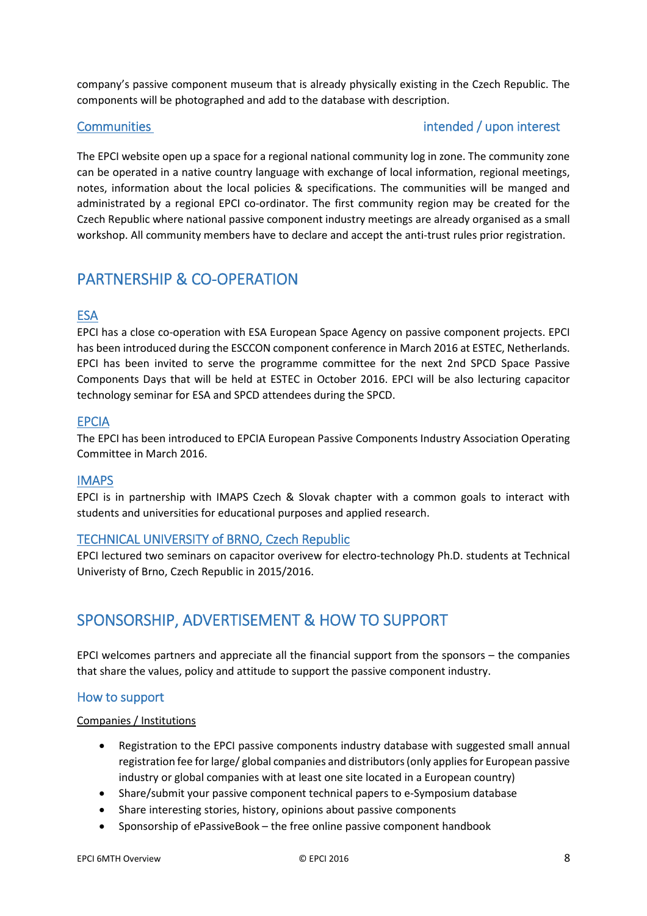company's passive component museum that is already physically existing in the Czech Republic. The components will be photographed and add to the database with description.

### Communities intended / upon interest

The EPCI website open up a space for a regional national community log in zone. The community zone can be operated in a native country language with exchange of local information, regional meetings, notes, information about the local policies & specifications. The communities will be manged and administrated by a regional EPCI co-ordinator. The first community region may be created for the Czech Republic where national passive component industry meetings are already organised as a small workshop. All community members have to declare and accept the anti-trust rules prior registration.

## PARTNERSHIP & CO-OPERATION

### ESA

EPCI has a close co-operation with ESA European Space Agency on passive component projects. EPCI has been introduced during the ESCCON component conference in March 2016 at ESTEC, Netherlands. EPCI has been invited to serve the programme committee for the next 2nd SPCD Space Passive Components Days that will be held at ESTEC in October 2016. EPCI will be also lecturing capacitor technology seminar for ESA and SPCD attendees during the SPCD.

### EPCIA

The EPCI has been introduced to EPCIA European Passive Components Industry Association Operating Committee in March 2016.

### IMAPS

EPCI is in partnership with IMAPS Czech & Slovak chapter with a common goals to interact with students and universities for educational purposes and applied research.

### TECHNICAL UNIVERSITY of BRNO, Czech Republic

EPCI lectured two seminars on capacitor overivew for electro-technology Ph.D. students at Technical Univeristy of Brno, Czech Republic in 2015/2016.

## SPONSORSHIP, ADVERTISEMENT & HOW TO SUPPORT

EPCI welcomes partners and appreciate all the financial support from the sponsors – the companies that share the values, policy and attitude to support the passive component industry.

### How to support

Companies / Institutions

- Registration to the EPCI passive components industry database with suggested small annual registration fee for large/ global companies and distributors (only applies for European passive industry or global companies with at least one site located in a European country)
- Share/submit your passive component technical papers to e-Symposium database
- Share interesting stories, history, opinions about passive components
- Sponsorship of ePassiveBook – the free online passive component handbook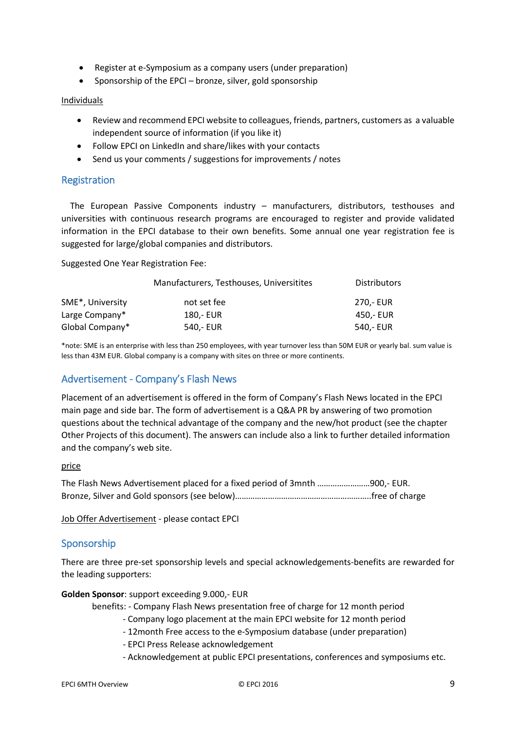- Register at e-Symposium as a company users (under preparation)
- Sponsorship of the EPCI – bronze, silver, gold sponsorship

Individuals

- Review and recommend EPCI website to colleagues, friends, partners, customers as a valuable independent source of information (if you like it)
- Follow EPCI on LinkedIn and share/likes with your contacts
- Send us your comments / suggestions for improvements / notes

## Registration

The European Passive Components industry – manufacturers, distributors, testhouses and universities with continuous research programs are encouraged to register and provide validated information in the EPCI database to their own benefits. Some annual one year registration fee is suggested for large/global companies and distributors.

Suggested One Year Registration Fee:

| | Manufacturers, Testhouses, Universitites | Distributors |
|---|---|---|
| SME*, University | not set fee | 270,- EUR |
| Large Company* | 180,- EUR | 450,- EUR |
| Global Company* | 540,- EUR | 540,- EUR |

*note: SME is an enterprise with less than 250 employees, with year turnover less than 50M EUR or yearly bal. sum value is less than 43M EUR. Global company is a company with sites on three or more continents.

## Advertisement - Company's Flash News

Placement of an advertisement is offered in the form of Company's Flash News located in the EPCI main page and side bar. The form of advertisement is a Q&A PR by answering of two promotion questions about the technical advantage of the company and the new/hot product (see the chapter Other Projects of this document). The answers can include also a link to further detailed information and the company's web site.

price

The Flash News Advertisement placed for a fixed period of 3mnth ……………………900,- EUR.
Bronze, Silver and Gold sponsors (see below)……………………………………………………..free of charge

Job Offer Advertisement - please contact EPCI

## Sponsorship

There are three pre-set sponsorship levels and special acknowledgements-benefits are rewarded for the leading supporters:

**Golden Sponsor**: support exceeding 9.000,- EUR

benefits: - Company Flash News presentation free of charge for 12 month period
- Company logo placement at the main EPCI website for 12 month period
- 12month Free access to the e-Symposium database (under preparation)
- EPCI Press Release acknowledgement
- Acknowledgement at public EPCI presentations, conferences and symposiums etc.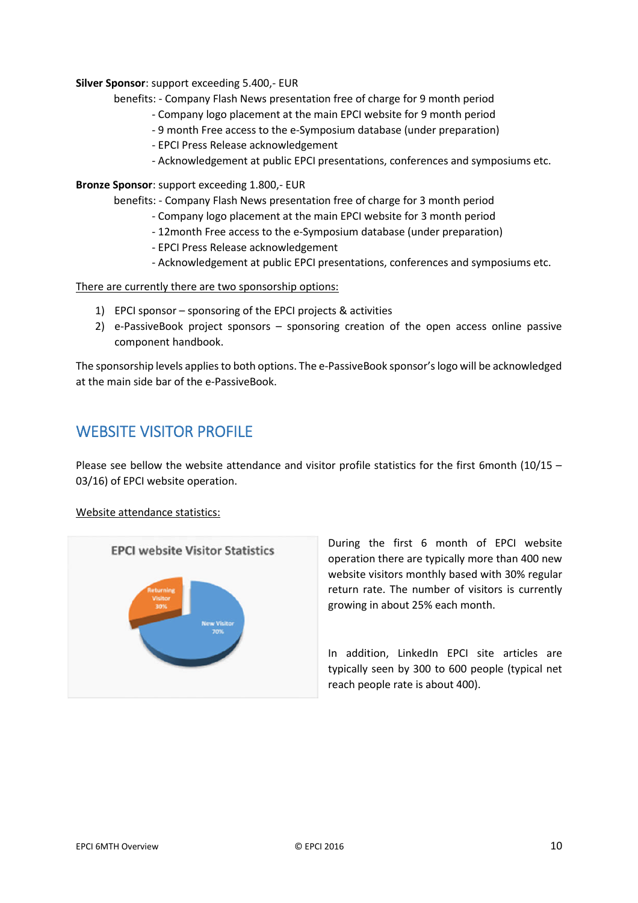**Silver Sponsor**: support exceeding 5.400,- EUR

benefits: - Company Flash News presentation free of charge for 9 month period
- Company logo placement at the main EPCI website for 9 month period
- 9 month Free access to the e-Symposium database (under preparation)
- EPCI Press Release acknowledgement
- Acknowledgement at public EPCI presentations, conferences and symposiums etc.

**Bronze Sponsor**: support exceeding 1.800,- EUR

benefits: - Company Flash News presentation free of charge for 3 month period
- Company logo placement at the main EPCI website for 3 month period
- 12month Free access to the e-Symposium database (under preparation)
- EPCI Press Release acknowledgement
- Acknowledgement at public EPCI presentations, conferences and symposiums etc.

There are currently there are two sponsorship options:

1) EPCI sponsor – sponsoring of the EPCI projects & activities
2) e-PassiveBook project sponsors – sponsoring creation of the open access online passive component handbook.

The sponsorship levels applies to both options. The e-PassiveBook sponsor's logo will be acknowledged at the main side bar of the e-PassiveBook.

## WEBSITE VISITOR PROFILE

Please see bellow the website attendance and visitor profile statistics for the first 6month (10/15 – 03/16) of EPCI website operation.

Website attendance statistics:

EPCI website Visitor Statistics

Returning Visitor 30%

New Visitor 70%

During the first 6 month of EPCI website operation there are typically more than 400 new website visitors monthly based with 30% regular return rate. The number of visitors is currently growing in about 25% each month.

In addition, LinkedIn EPCI site articles are typically seen by 300 to 600 people (typical net reach people rate is about 400).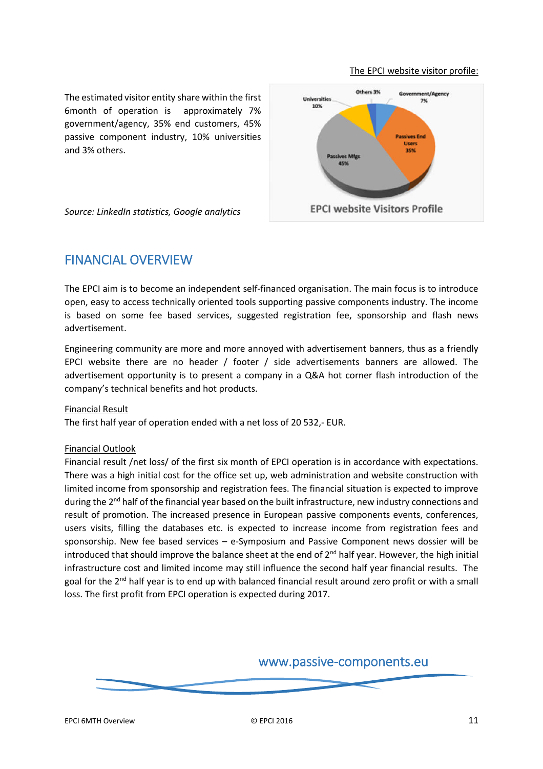The EPCI website visitor profile:

The estimated visitor entity share within the first 6month of operation is approximately 7% government/agency, 35% end customers, 45% passive component industry, 10% universities and 3% others.

Others 3%
Government/Agency 7%
Universities 10%
Passives End Users 35%
Passives Mfgs 45%
EPCI website Visitors Profile

*Source: LinkedIn statistics, Google analytics*

# FINANCIAL OVERVIEW

The EPCI aim is to become an independent self-financed organisation. The main focus is to introduce open, easy to access technically oriented tools supporting passive components industry. The income is based on some fee based services, suggested registration fee, sponsorship and flash news advertisement.

Engineering community are more and more annoyed with advertisement banners, thus as a friendly EPCI website there are no header / footer / side advertisements banners are allowed. The advertisement opportunity is to present a company in a Q&A hot corner flash introduction of the company's technical benefits and hot products.

Financial Result

The first half year of operation ended with a net loss of 20 532,- EUR.

Financial Outlook

Financial result /net loss/ of the first six month of EPCI operation is in accordance with expectations. There was a high initial cost for the office set up, web administration and website construction with limited income from sponsorship and registration fees. The financial situation is expected to improve during the 2nd half of the financial year based on the built infrastructure, new industry connections and result of promotion. The increased presence in European passive components events, conferences, users visits, filling the databases etc. is expected to increase income from registration fees and sponsorship. New fee based services – e-Symposium and Passive Component news dossier will be introduced that should improve the balance sheet at the end of 2nd half year. However, the high initial infrastructure cost and limited income may still influence the second half year financial results. The goal for the 2nd half year is to end up with balanced financial result around zero profit or with a small loss. The first profit from EPCI operation is expected during 2017.

www.passive-components.eu